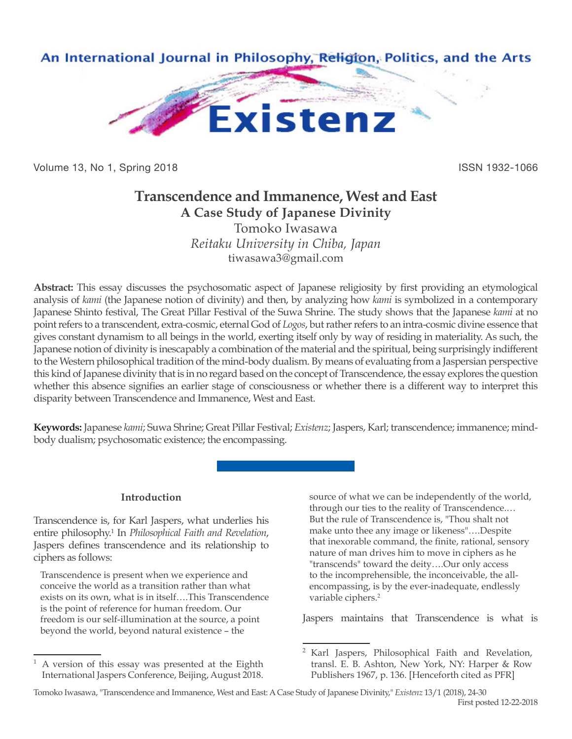# Transcendence and Immanence, West and East

## A Case Study of Japanese Divinity

Tomoko Iwasawa

*Reitaku University in Chiba, Japan*

tiwasawa3@gmail.com

**Abstract:** This essay discusses the psychosomatic aspect of Japanese religiosity by first providing an etymological analysis of *kami* (the Japanese notion of divinity) and then, by analyzing how *kami* is symbolized in a contemporary Japanese Shinto festival, The Great Pillar Festival of the Suwa Shrine. The study shows that the Japanese *kami* at no point refers to a transcendent, extra-cosmic, eternal God of *Logos*, but rather refers to an intra-cosmic divine essence that gives constant dynamism to all beings in the world, exerting itself only by way of residing in materiality. As such, the Japanese notion of divinity is inescapably a combination of the material and the spiritual, being surprisingly indifferent to the Western philosophical tradition of the mind-body dualism. By means of evaluating from a Jaspersian perspective this kind of Japanese divinity that is in no regard based on the concept of Transcendence, the essay explores the question whether this absence signifies an earlier stage of consciousness or whether there is a different way to interpret this disparity between Transcendence and Immanence, West and East.

**Keywords:** Japanese *kami*; Suwa Shrine; Great Pillar Festival; *Existenz*; Jaspers, Karl; transcendence; immanence; mind-body dualism; psychosomatic existence; the encompassing.

### Introduction

Transcendence is, for Karl Jaspers, what underlies his entire philosophy.[1] In *Philosophical Faith and Revelation*, Jaspers defines transcendence and its relationship to ciphers as follows:

> Transcendence is present when we experience and conceive the world as a transition rather than what exists on its own, what is in itself….This Transcendence is the point of reference for human freedom. Our freedom is our self-illumination at the source, a point beyond the world, beyond natural existence – the source of what we can be independently of the world, through our ties to the reality of Transcendence.… But the rule of Transcendence is, "Thou shalt not make unto thee any image or likeness"….Despite that inexorable command, the finite, rational, sensory nature of man drives him to move in ciphers as he "transcends" toward the deity….Our only access to the incomprehensible, the inconceivable, the all-encompassing, is by the ever-inadequate, endlessly variable ciphers.[2]

Jaspers maintains that Transcendence is what is

---

[1] A version of this essay was presented at the Eighth International Jaspers Conference, Beijing, August 2018.

[2] Karl Jaspers, Philosophical Faith and Revelation, transl. E. B. Ashton, New York, NY: Harper & Row Publishers 1967, p. 136. [Henceforth cited as PFR]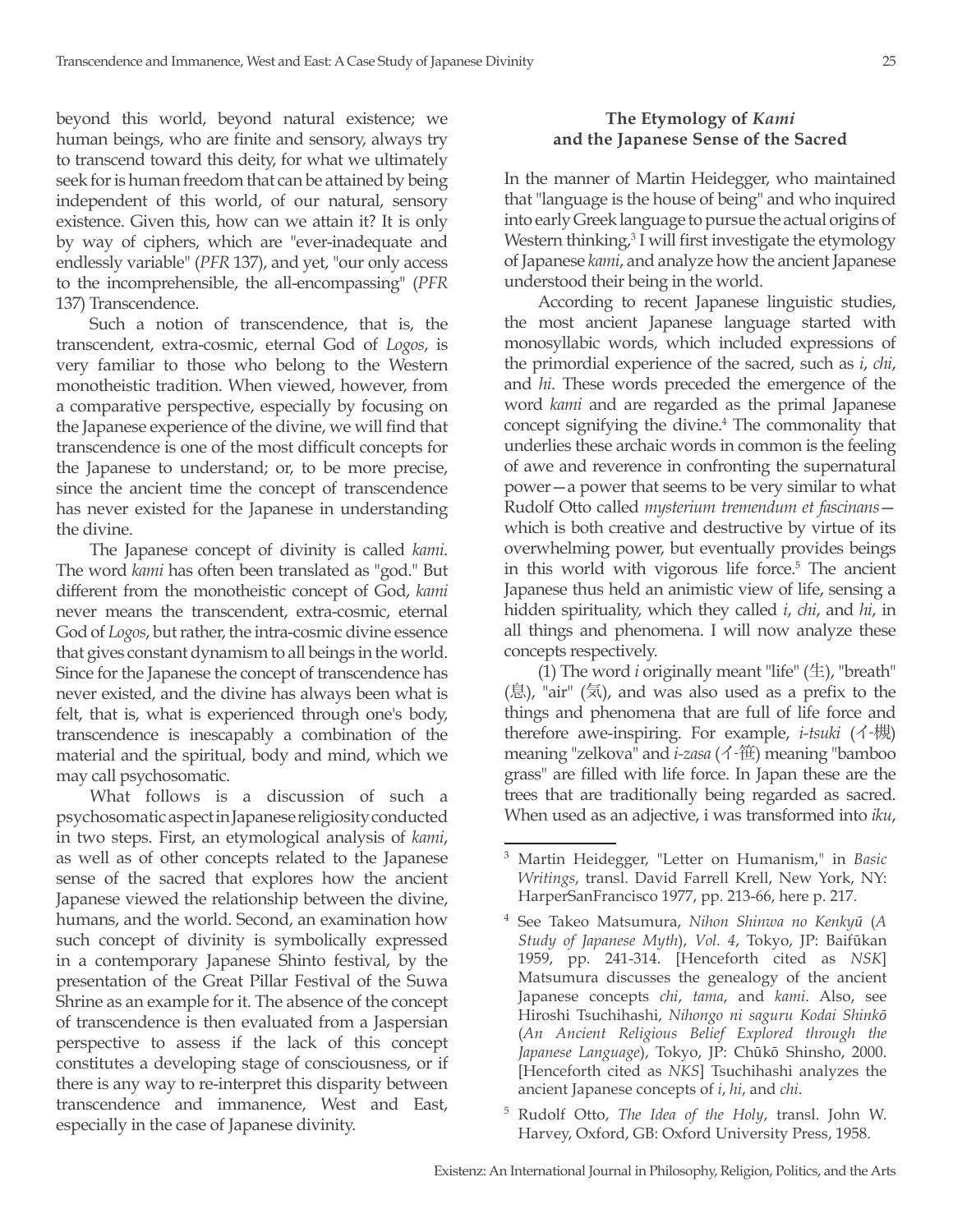beyond this world, beyond natural existence; we human beings, who are finite and sensory, always try to transcend toward this deity, for what we ultimately seek for is human freedom that can be attained by being independent of this world, of our natural, sensory existence. Given this, how can we attain it? It is only by way of ciphers, which are "ever-inadequate and endlessly variable" (*PFR* 137), and yet, "our only access to the incomprehensible, the all-encompassing" (*PFR* 137) Transcendence.

Such a notion of transcendence, that is, the transcendent, extra-cosmic, eternal God of *Logos*, is very familiar to those who belong to the Western monotheistic tradition. When viewed, however, from a comparative perspective, especially by focusing on the Japanese experience of the divine, we will find that transcendence is one of the most difficult concepts for the Japanese to understand; or, to be more precise, since the ancient time the concept of transcendence has never existed for the Japanese in understanding the divine.

The Japanese concept of divinity is called *kami*. The word *kami* has often been translated as "god." But different from the monotheistic concept of God, *kami* never means the transcendent, extra-cosmic, eternal God of *Logos*, but rather, the intra-cosmic divine essence that gives constant dynamism to all beings in the world. Since for the Japanese the concept of transcendence has never existed, and the divine has always been what is felt, that is, what is experienced through one's body, transcendence is inescapably a combination of the material and the spiritual, body and mind, which we may call psychosomatic.

What follows is a discussion of such a psychosomatic aspect in Japanese religiosity conducted in two steps. First, an etymological analysis of *kami*, as well as of other concepts related to the Japanese sense of the sacred that explores how the ancient Japanese viewed the relationship between the divine, humans, and the world. Second, an examination how such concept of divinity is symbolically expressed in a contemporary Japanese Shinto festival, by the presentation of the Great Pillar Festival of the Suwa Shrine as an example for it. The absence of the concept of transcendence is then evaluated from a Jaspersian perspective to assess if the lack of this concept constitutes a developing stage of consciousness, or if there is any way to re-interpret this disparity between transcendence and immanence, West and East, especially in the case of Japanese divinity.

## The Etymology of *Kami* and the Japanese Sense of the Sacred

In the manner of Martin Heidegger, who maintained that "language is the house of being" and who inquired into early Greek language to pursue the actual origins of Western thinking,[3] I will first investigate the etymology of Japanese *kami*, and analyze how the ancient Japanese understood their being in the world.

According to recent Japanese linguistic studies, the most ancient Japanese language started with monosyllabic words, which included expressions of the primordial experience of the sacred, such as *i*, *chi*, and *hi*. These words preceded the emergence of the word *kami* and are regarded as the primal Japanese concept signifying the divine.[4] The commonality that underlies these archaic words in common is the feeling of awe and reverence in confronting the supernatural power—a power that seems to be very similar to what Rudolf Otto called *mysterium tremendum et fascinans*—which is both creative and destructive by virtue of its overwhelming power, but eventually provides beings in this world with vigorous life force.[5] The ancient Japanese thus held an animistic view of life, sensing a hidden spirituality, which they called *i*, *chi*, and *hi*, in all things and phenomena. I will now analyze these concepts respectively.

(1) The word *i* originally meant "life" (生), "breath" (息), "air" (気), and was also used as a prefix to the things and phenomena that are full of life force and therefore awe-inspiring. For example, *i-tsuki* (イ-槻) meaning "zelkova" and *i-zasa* (イ-笹) meaning "bamboo grass" are filled with life force. In Japan these are the trees that are traditionally being regarded as sacred. When used as an adjective, i was transformed into *iku*,

---

[3] Martin Heidegger, "Letter on Humanism," in *Basic Writings*, transl. David Farrell Krell, New York, NY: HarperSanFrancisco 1977, pp. 213-66, here p. 217.

[4] See Takeo Matsumura, *Nihon Shinwa no Kenkyū* (*A Study of Japanese Myth*), *Vol. 4*, Tokyo, JP: Baifūkan 1959, pp. 241-314. [Henceforth cited as *NSK*] Matsumura discusses the genealogy of the ancient Japanese concepts *chi*, *tama*, and *kami*. Also, see Hiroshi Tsuchihashi, *Nihongo ni saguru Kodai Shinkō* (*An Ancient Religious Belief Explored through the Japanese Language*), Tokyo, JP: Chūkō Shinsho, 2000. [Henceforth cited as *NKS*] Tsuchihashi analyzes the ancient Japanese concepts of *i*, *hi*, and *chi*.

[5] Rudolf Otto, *The Idea of the Holy*, transl. John W. Harvey, Oxford, GB: Oxford University Press, 1958.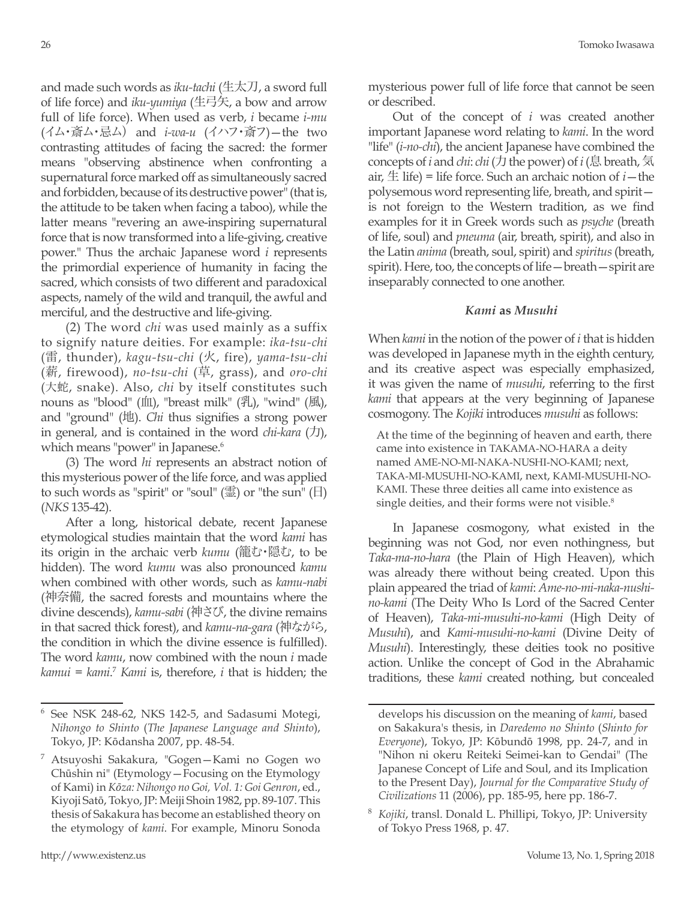and made such words as *iku-tachi* (生太刀, a sword full of life force) and *iku-yumiya* (生弓矢, a bow and arrow full of life force). When used as verb, *i* became *i-mu* (イム・斎ム・忌ム) and *i-wa-u* (イハフ・斎フ)—the two contrasting attitudes of facing the sacred: the former means "observing abstinence when confronting a supernatural force marked off as simultaneously sacred and forbidden, because of its destructive power" (that is, the attitude to be taken when facing a taboo), while the latter means "revering an awe-inspiring supernatural force that is now transformed into a life-giving, creative power." Thus the archaic Japanese word *i* represents the primordial experience of humanity in facing the sacred, which consists of two different and paradoxical aspects, namely of the wild and tranquil, the awful and merciful, and the destructive and life-giving.

(2) The word *chi* was used mainly as a suffix to signify nature deities. For example: *ika-tsu-chi* (雷, thunder), *kagu-tsu-chi* (火, fire), *yama-tsu-chi* (薪, firewood), *no-tsu-chi* (草, grass), and *oro-chi* (大蛇, snake). Also, *chi* by itself constitutes such nouns as "blood" (血), "breast milk" (乳), "wind" (風), and "ground" (地). *Chi* thus signifies a strong power in general, and is contained in the word *chi-kara* (力), which means "power" in Japanese.[6]

(3) The word *hi* represents an abstract notion of this mysterious power of the life force, and was applied to such words as "spirit" or "soul" (霊) or "the sun" (日) (*NKS* 135-42).

After a long, historical debate, recent Japanese etymological studies maintain that the word *kami* has its origin in the archaic verb *kumu* (籠む・隠む, to be hidden). The word *kumu* was also pronounced *kamu* when combined with other words, such as *kamu-nabi* (神奈備, the sacred forests and mountains where the divine descends), *kamu-sabi* (神さび, the divine remains in that sacred thick forest), and *kamu-na-gara* (神ながら, the condition in which the divine essence is fulfilled). The word *kamu*, now combined with the noun *i* made *kamui* = *kami*.[7] *Kami* is, therefore, *i* that is hidden; the mysterious power full of life force that cannot be seen or described.

Out of the concept of *i* was created another important Japanese word relating to *kami*. In the word "life" (*i-no-chi*), the ancient Japanese have combined the concepts of *i* and *chi*: *chi* (力 the power) of *i* (息 breath, 気 air, 生 life) = life force. Such an archaic notion of *i*—the polysemous word representing life, breath, and spirit—is not foreign to the Western tradition, as we find examples for it in Greek words such as *psyche* (breath of life, soul) and *pneuma* (air, breath, spirit), and also in the Latin *anima* (breath, soul, spirit) and *spiritus* (breath, spirit). Here, too, the concepts of life—breath—spirit are inseparably connected to one another.

### *Kami* as *Musuhi*

When *kami* in the notion of the power of *i* that is hidden was developed in Japanese myth in the eighth century, and its creative aspect was especially emphasized, it was given the name of *musuhi*, referring to the first *kami* that appears at the very beginning of Japanese cosmogony. The *Kojiki* introduces *musuhi* as follows:

> At the time of the beginning of heaven and earth, there came into existence in TAKAMA-NO-HARA a deity named AME-NO-MI-NAKA-NUSHI-NO-KAMI; next, TAKA-MI-MUSUHI-NO-KAMI, next, KAMI-MUSUHI-NO-KAMI. These three deities all came into existence as single deities, and their forms were not visible.[8]

In Japanese cosmogony, what existed in the beginning was not God, nor even nothingness, but *Taka-ma-no-hara* (the Plain of High Heaven), which was already there without being created. Upon this plain appeared the triad of *kami*: *Ame-no-mi-naka-nushi-no-kami* (The Deity Who Is Lord of the Sacred Center of Heaven), *Taka-mi-musuhi-no-kami* (High Deity of *Musuhi*), and *Kami-musuhi-no-kami* (Divine Deity of *Musuhi*). Interestingly, these deities took no positive action. Unlike the concept of God in the Abrahamic traditions, these *kami* created nothing, but concealed

---

[6] See NSK 248-62, NKS 142-5, and Sadasumi Motegi, *Nihongo to Shinto* (*The Japanese Language and Shinto*), Tokyo, JP: Kōdansha 2007, pp. 48-54.

[7] Atsuyoshi Sakakura, "Gogen—Kami no Gogen wo Chūshin ni" (Etymology—Focusing on the Etymology of Kami) in *Kōza: Nihongo no Goi, Vol. 1: Goi Genron*, ed., Kiyoji Satō, Tokyo, JP: Meiji Shoin 1982, pp. 89-107. This thesis of Sakakura has become an established theory on the etymology of *kami*. For example, Minoru Sonoda develops his discussion on the meaning of *kami*, based on Sakakura's thesis, in *Daredemo no Shinto* (*Shinto for Everyone*), Tokyo, JP: Kōbundō 1998, pp. 24-7, and in "Nihon ni okeru Reiteki Seimei-kan to Gendai" (The Japanese Concept of Life and Soul, and its Implication to the Present Day), *Journal for the Comparative Study of Civilizations* 11 (2006), pp. 185-95, here pp. 186-7.

[8] *Kojiki*, transl. Donald L. Phillipi, Tokyo, JP: University of Tokyo Press 1968, p. 47.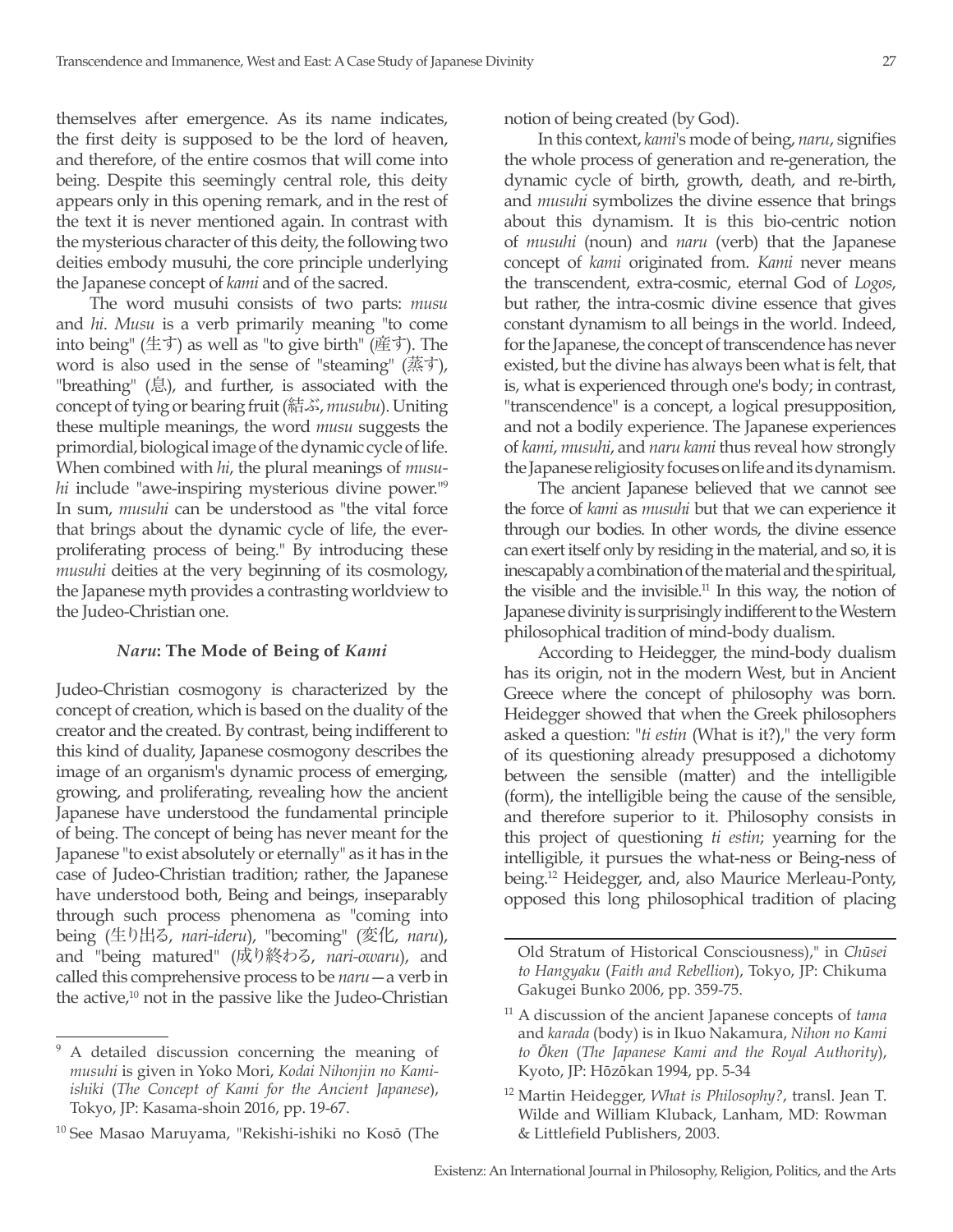themselves after emergence. As its name indicates, the first deity is supposed to be the lord of heaven, and therefore, of the entire cosmos that will come into being. Despite this seemingly central role, this deity appears only in this opening remark, and in the rest of the text it is never mentioned again. In contrast with the mysterious character of this deity, the following two deities embody musuhi, the core principle underlying the Japanese concept of *kami* and of the sacred.

The word musuhi consists of two parts: *musu* and *hi*. *Musu* is a verb primarily meaning "to come into being" (生す) as well as "to give birth" (産す). The word is also used in the sense of "steaming" (蒸す), "breathing" (息), and further, is associated with the concept of tying or bearing fruit (結ぶ, *musubu*). Uniting these multiple meanings, the word *musu* suggests the primordial, biological image of the dynamic cycle of life. When combined with *hi*, the plural meanings of *musuhi* include "awe-inspiring mysterious divine power."[9] In sum, *musuhi* can be understood as "the vital force that brings about the dynamic cycle of life, the ever-proliferating process of being." By introducing these *musuhi* deities at the very beginning of its cosmology, the Japanese myth provides a contrasting worldview to the Judeo-Christian one.

### *Naru*: The Mode of Being of *Kami*

Judeo-Christian cosmogony is characterized by the concept of creation, which is based on the duality of the creator and the created. By contrast, being indifferent to this kind of duality, Japanese cosmogony describes the image of an organism's dynamic process of emerging, growing, and proliferating, revealing how the ancient Japanese have understood the fundamental principle of being. The concept of being has never meant for the Japanese "to exist absolutely or eternally" as it has in the case of Judeo-Christian tradition; rather, the Japanese have understood both, Being and beings, inseparably through such process phenomena as "coming into being (生り出る, *nari-ideru*), "becoming" (変化, *naru*), and "being matured" (成り終わる, *nari-owaru*), and called this comprehensive process to be *naru*—a verb in the active,[10] not in the passive like the Judeo-Christian notion of being created (by God).

In this context, *kami*'s mode of being, *naru*, signifies the whole process of generation and re-generation, the dynamic cycle of birth, growth, death, and re-birth, and *musuhi* symbolizes the divine essence that brings about this dynamism. It is this bio-centric notion of *musuhi* (noun) and *naru* (verb) that the Japanese concept of *kami* originated from. *Kami* never means the transcendent, extra-cosmic, eternal God of *Logos*, but rather, the intra-cosmic divine essence that gives constant dynamism to all beings in the world. Indeed, for the Japanese, the concept of transcendence has never existed, but the divine has always been what is felt, that is, what is experienced through one's body; in contrast, "transcendence" is a concept, a logical presupposition, and not a bodily experience. The Japanese experiences of *kami*, *musuhi*, and *naru kami* thus reveal how strongly the Japanese religiosity focuses on life and its dynamism.

The ancient Japanese believed that we cannot see the force of *kami* as *musuhi* but that we can experience it through our bodies. In other words, the divine essence can exert itself only by residing in the material, and so, it is inescapably a combination of the material and the spiritual, the visible and the invisible.[11] In this way, the notion of Japanese divinity is surprisingly indifferent to the Western philosophical tradition of mind-body dualism.

According to Heidegger, the mind-body dualism has its origin, not in the modern West, but in Ancient Greece where the concept of philosophy was born. Heidegger showed that when the Greek philosophers asked a question: "*ti estin* (What is it?)," the very form of its questioning already presupposed a dichotomy between the sensible (matter) and the intelligible (form), the intelligible being the cause of the sensible, and therefore superior to it. Philosophy consists in this project of questioning *ti estin*; yearning for the intelligible, it pursues the what-ness or Being-ness of being.[12] Heidegger, and, also Maurice Merleau-Ponty, opposed this long philosophical tradition of placing

---

[9] A detailed discussion concerning the meaning of *musuhi* is given in Yoko Mori, *Kodai Nihonjin no Kami-ishiki* (*The Concept of Kami for the Ancient Japanese*), Tokyo, JP: Kasama-shoin 2016, pp. 19-67.

[10] See Masao Maruyama, "Rekishi-ishiki no Kosō (The Old Stratum of Historical Consciousness)," in *Chūsei to Hangyaku* (*Faith and Rebellion*), Tokyo, JP: Chikuma Gakugei Bunko 2006, pp. 359-75.

[11] A discussion of the ancient Japanese concepts of *tama* and *karada* (body) is in Ikuo Nakamura, *Nihon no Kami to Ōken* (*The Japanese Kami and the Royal Authority*), Kyoto, JP: Hōzōkan 1994, pp. 5-34

[12] Martin Heidegger, *What is Philosophy?*, transl. Jean T. Wilde and William Kluback, Lanham, MD: Rowman & Littlefield Publishers, 2003.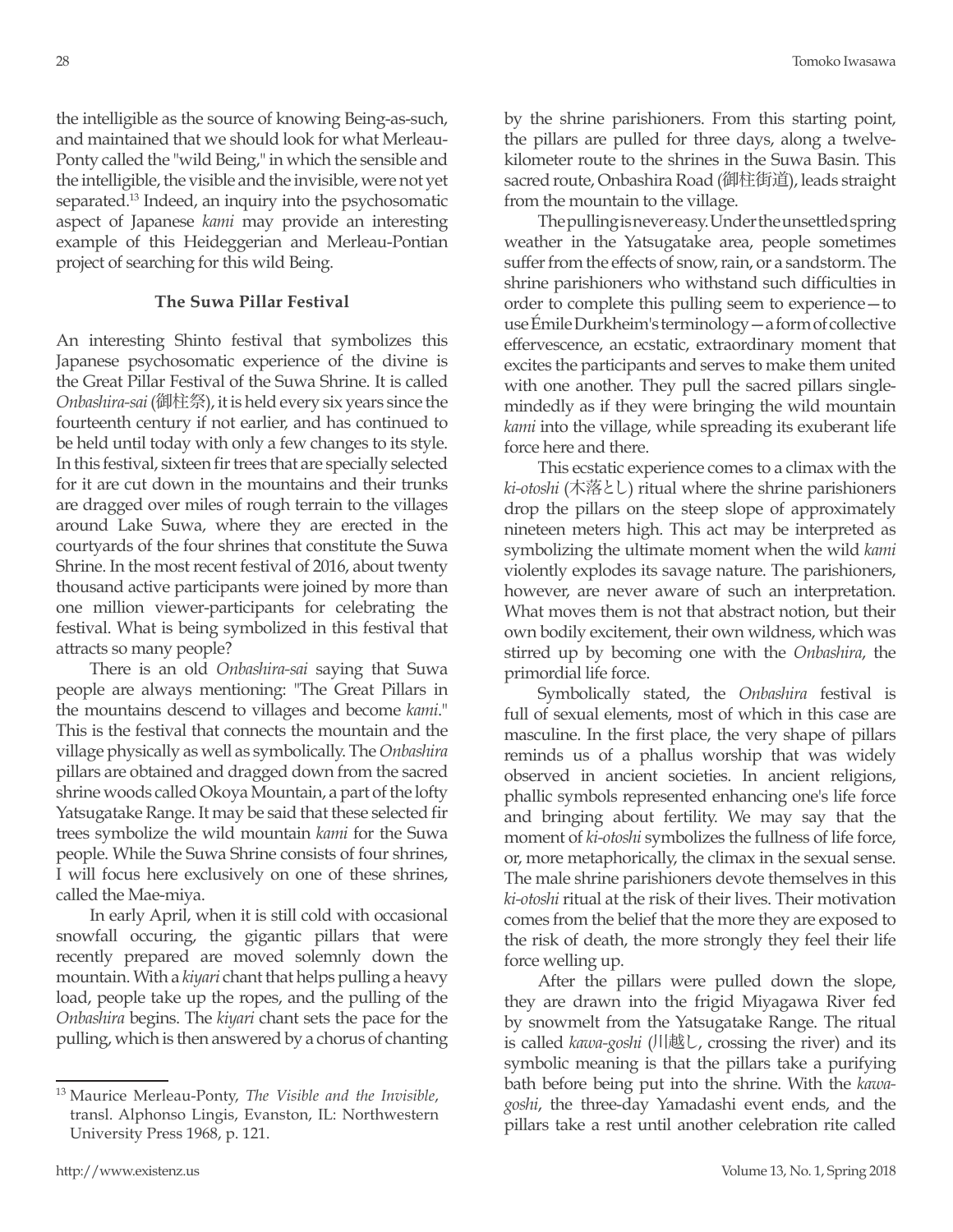the intelligible as the source of knowing Being-as-such, and maintained that we should look for what Merleau-Ponty called the "wild Being," in which the sensible and the intelligible, the visible and the invisible, were not yet separated.[13] Indeed, an inquiry into the psychosomatic aspect of Japanese *kami* may provide an interesting example of this Heideggerian and Merleau-Pontian project of searching for this wild Being.

### The Suwa Pillar Festival

An interesting Shinto festival that symbolizes this Japanese psychosomatic experience of the divine is the Great Pillar Festival of the Suwa Shrine. It is called *Onbashira-sai* (御柱祭), it is held every six years since the fourteenth century if not earlier, and has continued to be held until today with only a few changes to its style. In this festival, sixteen fir trees that are specially selected for it are cut down in the mountains and their trunks are dragged over miles of rough terrain to the villages around Lake Suwa, where they are erected in the courtyards of the four shrines that constitute the Suwa Shrine. In the most recent festival of 2016, about twenty thousand active participants were joined by more than one million viewer-participants for celebrating the festival. What is being symbolized in this festival that attracts so many people?

There is an old *Onbashira-sai* saying that Suwa people are always mentioning: "The Great Pillars in the mountains descend to villages and become *kami*." This is the festival that connects the mountain and the village physically as well as symbolically. The *Onbashira* pillars are obtained and dragged down from the sacred shrine woods called Okoya Mountain, a part of the lofty Yatsugatake Range. It may be said that these selected fir trees symbolize the wild mountain *kami* for the Suwa people. While the Suwa Shrine consists of four shrines, I will focus here exclusively on one of these shrines, called the Mae-miya.

In early April, when it is still cold with occasional snowfall occuring, the gigantic pillars that were recently prepared are moved solemnly down the mountain. With a *kiyari* chant that helps pulling a heavy load, people take up the ropes, and the pulling of the *Onbashira* begins. The *kiyari* chant sets the pace for the pulling, which is then answered by a chorus of chanting by the shrine parishioners. From this starting point, the pillars are pulled for three days, along a twelve-kilometer route to the shrines in the Suwa Basin. This sacred route, Onbashira Road (御柱街道), leads straight from the mountain to the village.

The pulling is never easy. Under the unsettled spring weather in the Yatsugatake area, people sometimes suffer from the effects of snow, rain, or a sandstorm. The shrine parishioners who withstand such difficulties in order to complete this pulling seem to experience—to use Émile Durkheim's terminology—a form of collective effervescence, an ecstatic, extraordinary moment that excites the participants and serves to make them united with one another. They pull the sacred pillars single-mindedly as if they were bringing the wild mountain *kami* into the village, while spreading its exuberant life force here and there.

This ecstatic experience comes to a climax with the *ki-otoshi* (木落とし) ritual where the shrine parishioners drop the pillars on the steep slope of approximately nineteen meters high. This act may be interpreted as symbolizing the ultimate moment when the wild *kami* violently explodes its savage nature. The parishioners, however, are never aware of such an interpretation. What moves them is not that abstract notion, but their own bodily excitement, their own wildness, which was stirred up by becoming one with the *Onbashira*, the primordial life force.

Symbolically stated, the *Onbashira* festival is full of sexual elements, most of which in this case are masculine. In the first place, the very shape of pillars reminds us of a phallus worship that was widely observed in ancient societies. In ancient religions, phallic symbols represented enhancing one's life force and bringing about fertility. We may say that the moment of *ki-otoshi* symbolizes the fullness of life force, or, more metaphorically, the climax in the sexual sense. The male shrine parishioners devote themselves in this *ki-otoshi* ritual at the risk of their lives. Their motivation comes from the belief that the more they are exposed to the risk of death, the more strongly they feel their life force welling up.

After the pillars were pulled down the slope, they are drawn into the frigid Miyagawa River fed by snowmelt from the Yatsugatake Range. The ritual is called *kawa-goshi* (川越し, crossing the river) and its symbolic meaning is that the pillars take a purifying bath before being put into the shrine. With the *kawa-goshi*, the three-day Yamadashi event ends, and the pillars take a rest until another celebration rite called

---

[13] Maurice Merleau-Ponty, *The Visible and the Invisible*, transl. Alphonso Lingis, Evanston, IL: Northwestern University Press 1968, p. 121.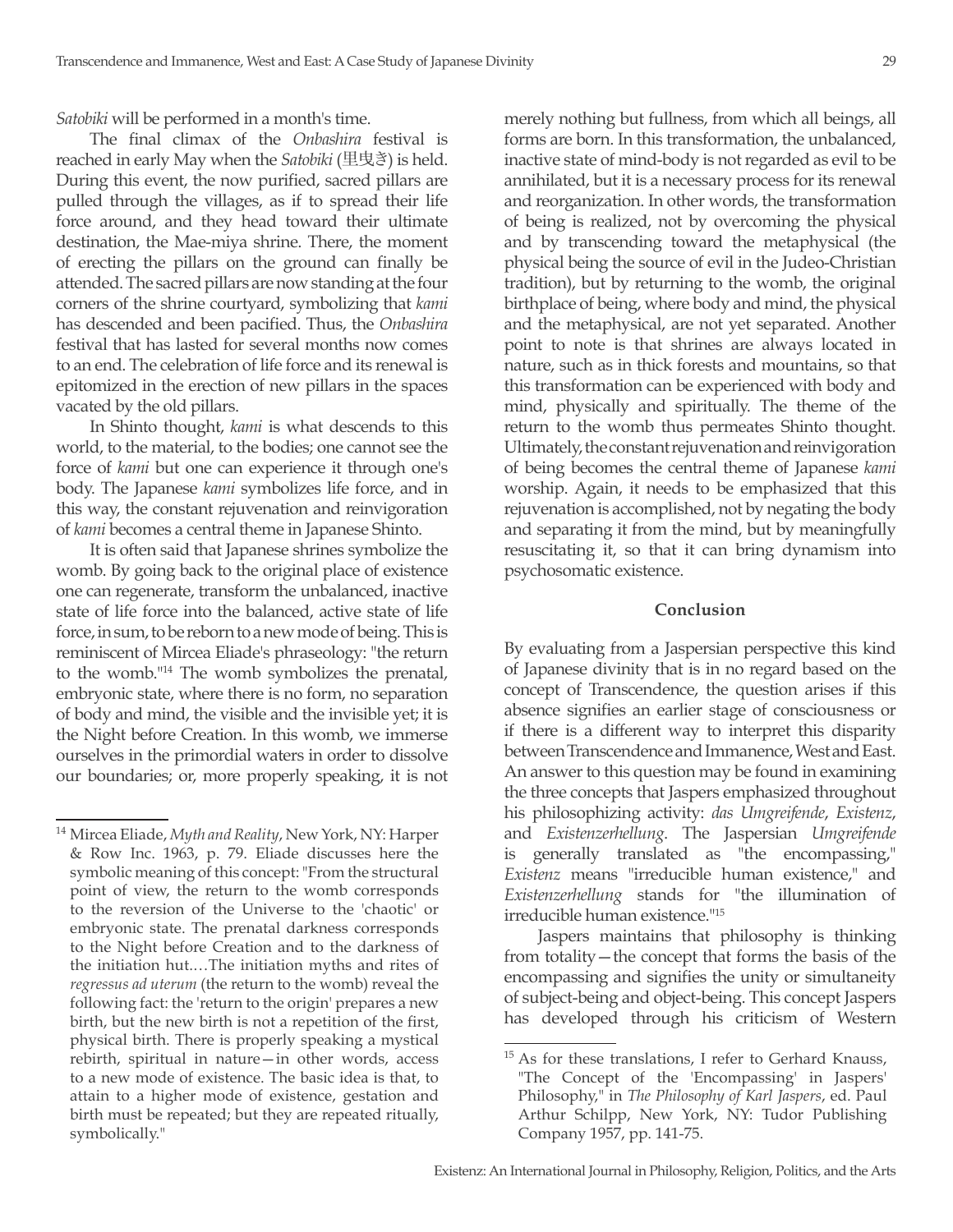*Satobiki* will be performed in a month's time.

The final climax of the *Onbashira* festival is reached in early May when the *Satobiki* (里曳き) is held. During this event, the now purified, sacred pillars are pulled through the villages, as if to spread their life force around, and they head toward their ultimate destination, the Mae-miya shrine. There, the moment of erecting the pillars on the ground can finally be attended. The sacred pillars are now standing at the four corners of the shrine courtyard, symbolizing that *kami* has descended and been pacified. Thus, the *Onbashira* festival that has lasted for several months now comes to an end. The celebration of life force and its renewal is epitomized in the erection of new pillars in the spaces vacated by the old pillars.

In Shinto thought, *kami* is what descends to this world, to the material, to the bodies; one cannot see the force of *kami* but one can experience it through one's body. The Japanese *kami* symbolizes life force, and in this way, the constant rejuvenation and reinvigoration of *kami* becomes a central theme in Japanese Shinto.

It is often said that Japanese shrines symbolize the womb. By going back to the original place of existence one can regenerate, transform the unbalanced, inactive state of life force into the balanced, active state of life force, in sum, to be reborn to a new mode of being. This is reminiscent of Mircea Eliade's phraseology: "the return to the womb."[14] The womb symbolizes the prenatal, embryonic state, where there is no form, no separation of body and mind, the visible and the invisible yet; it is the Night before Creation. In this womb, we immerse ourselves in the primordial waters in order to dissolve our boundaries; or, more properly speaking, it is not merely nothing but fullness, from which all beings, all forms are born. In this transformation, the unbalanced, inactive state of mind-body is not regarded as evil to be annihilated, but it is a necessary process for its renewal and reorganization. In other words, the transformation of being is realized, not by overcoming the physical and by transcending toward the metaphysical (the physical being the source of evil in the Judeo-Christian tradition), but by returning to the womb, the original birthplace of being, where body and mind, the physical and the metaphysical, are not yet separated. Another point to note is that shrines are always located in nature, such as in thick forests and mountains, so that this transformation can be experienced with body and mind, physically and spiritually. The theme of the return to the womb thus permeates Shinto thought. Ultimately, the constant rejuvenation and reinvigoration of being becomes the central theme of Japanese *kami* worship. Again, it needs to be emphasized that this rejuvenation is accomplished, not by negating the body and separating it from the mind, but by meaningfully resuscitating it, so that it can bring dynamism into psychosomatic existence.

## Conclusion

By evaluating from a Jaspersian perspective this kind of Japanese divinity that is in no regard based on the concept of Transcendence, the question arises if this absence signifies an earlier stage of consciousness or if there is a different way to interpret this disparity between Transcendence and Immanence, West and East. An answer to this question may be found in examining the three concepts that Jaspers emphasized throughout his philosophizing activity: *das Umgreifende*, *Existenz*, and *Existenzerhellung*. The Jaspersian *Umgreifende* is generally translated as "the encompassing," *Existenz* means "irreducible human existence," and *Existenzerhellung* stands for "the illumination of irreducible human existence."[15]

Jaspers maintains that philosophy is thinking from totality—the concept that forms the basis of the encompassing and signifies the unity or simultaneity of subject-being and object-being. This concept Jaspers has developed through his criticism of Western

---

[14] Mircea Eliade, *Myth and Reality*, New York, NY: Harper & Row Inc. 1963, p. 79. Eliade discusses here the symbolic meaning of this concept: "From the structural point of view, the return to the womb corresponds to the reversion of the Universe to the 'chaotic' or embryonic state. The prenatal darkness corresponds to the Night before Creation and to the darkness of the initiation hut.…The initiation myths and rites of *regressus ad uterum* (the return to the womb) reveal the following fact: the 'return to the origin' prepares a new birth, but the new birth is not a repetition of the first, physical birth. There is properly speaking a mystical rebirth, spiritual in nature—in other words, access to a new mode of existence. The basic idea is that, to attain to a higher mode of existence, gestation and birth must be repeated; but they are repeated ritually, symbolically."

[15] As for these translations, I refer to Gerhard Knauss, "The Concept of the 'Encompassing' in Jaspers' Philosophy," in *The Philosophy of Karl Jaspers*, ed. Paul Arthur Schilpp, New York, NY: Tudor Publishing Company 1957, pp. 141-75.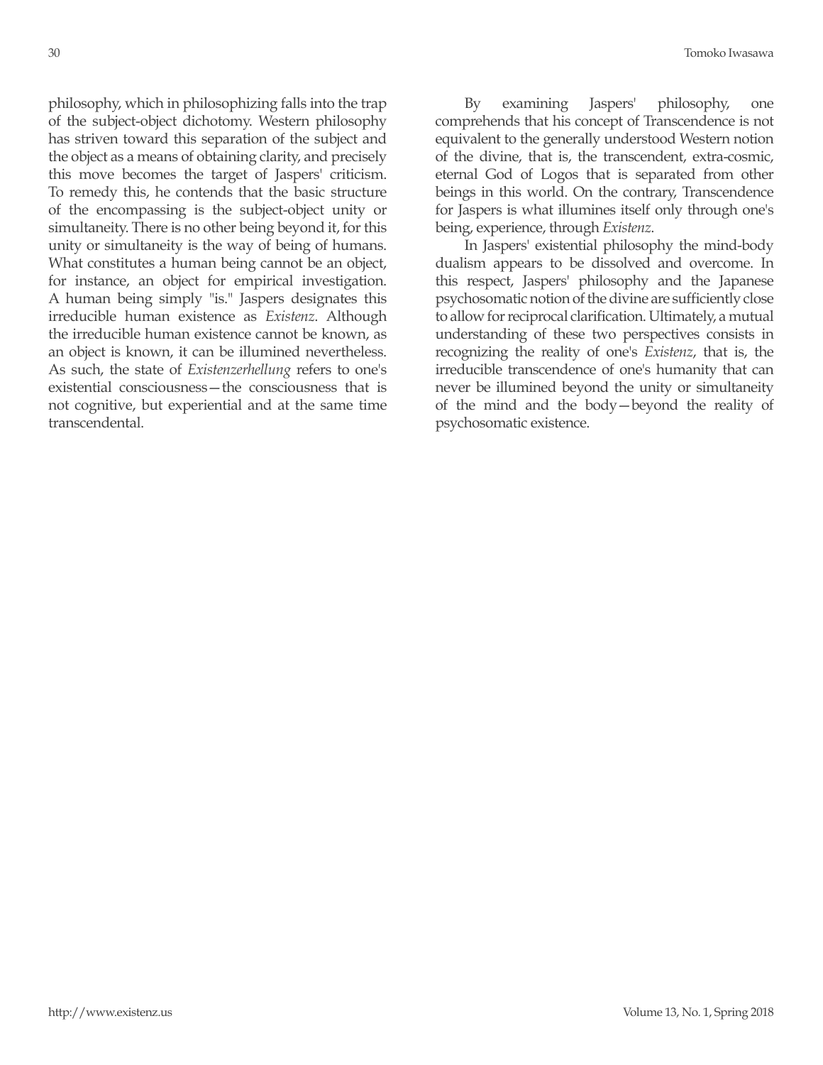philosophy, which in philosophizing falls into the trap of the subject-object dichotomy. Western philosophy has striven toward this separation of the subject and the object as a means of obtaining clarity, and precisely this move becomes the target of Jaspers' criticism. To remedy this, he contends that the basic structure of the encompassing is the subject-object unity or simultaneity. There is no other being beyond it, for this unity or simultaneity is the way of being of humans. What constitutes a human being cannot be an object, for instance, an object for empirical investigation. A human being simply "is." Jaspers designates this irreducible human existence as *Existenz*. Although the irreducible human existence cannot be known, as an object is known, it can be illumined nevertheless. As such, the state of *Existenzerhellung* refers to one's existential consciousness—the consciousness that is not cognitive, but experiential and at the same time transcendental.

By examining Jaspers' philosophy, one comprehends that his concept of Transcendence is not equivalent to the generally understood Western notion of the divine, that is, the transcendent, extra-cosmic, eternal God of Logos that is separated from other beings in this world. On the contrary, Transcendence for Jaspers is what illumines itself only through one's being, experience, through *Existenz*.

In Jaspers' existential philosophy the mind-body dualism appears to be dissolved and overcome. In this respect, Jaspers' philosophy and the Japanese psychosomatic notion of the divine are sufficiently close to allow for reciprocal clarification. Ultimately, a mutual understanding of these two perspectives consists in recognizing the reality of one's *Existenz*, that is, the irreducible transcendence of one's humanity that can never be illumined beyond the unity or simultaneity of the mind and the body—beyond the reality of psychosomatic existence.